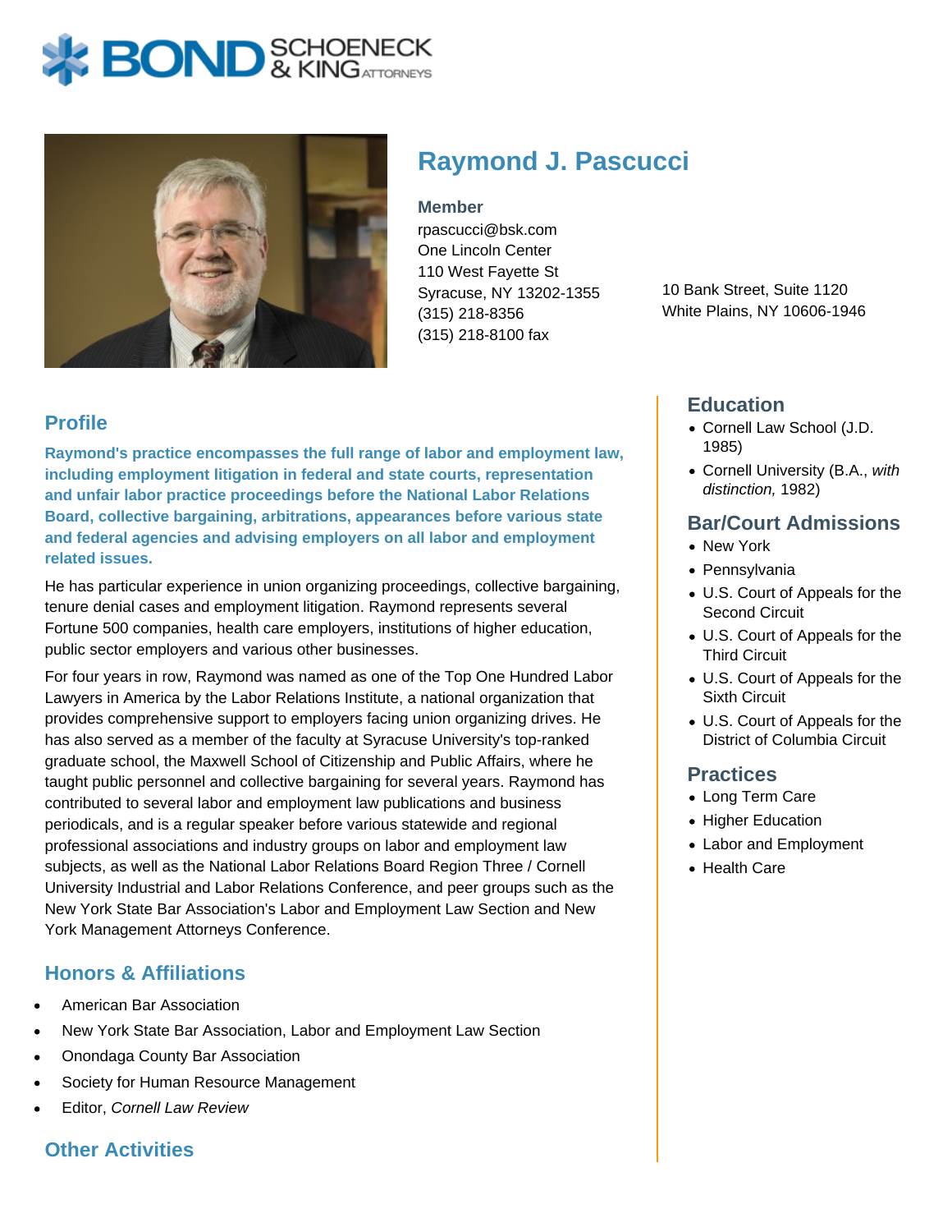# Raymond J. Pascucci

**Member**
rpascucci@bsk.com
One Lincoln Center
110 West Fayette St
Syracuse, NY 13202-1355
(315) 218-8356
(315) 218-8100 fax

10 Bank Street, Suite 1120
White Plains, NY 10606-1946

## Profile

**Raymond's practice encompasses the full range of labor and employment law, including employment litigation in federal and state courts, representation and unfair labor practice proceedings before the National Labor Relations Board, collective bargaining, arbitrations, appearances before various state and federal agencies and advising employers on all labor and employment related issues.**

He has particular experience in union organizing proceedings, collective bargaining, tenure denial cases and employment litigation. Raymond represents several Fortune 500 companies, health care employers, institutions of higher education, public sector employers and various other businesses.

For four years in row, Raymond was named as one of the Top One Hundred Labor Lawyers in America by the Labor Relations Institute, a national organization that provides comprehensive support to employers facing union organizing drives. He has also served as a member of the faculty at Syracuse University's top-ranked graduate school, the Maxwell School of Citizenship and Public Affairs, where he taught public personnel and collective bargaining for several years. Raymond has contributed to several labor and employment law publications and business periodicals, and is a regular speaker before various statewide and regional professional associations and industry groups on labor and employment law subjects, as well as the National Labor Relations Board Region Three / Cornell University Industrial and Labor Relations Conference, and peer groups such as the New York State Bar Association's Labor and Employment Law Section and New York Management Attorneys Conference.

## Honors & Affiliations

- American Bar Association
- New York State Bar Association, Labor and Employment Law Section
- Onondaga County Bar Association
- Society for Human Resource Management
- Editor, *Cornell Law Review*

## Other Activities

## Education

- Cornell Law School (J.D. 1985)
- Cornell University (B.A., *with distinction,* 1982)

## Bar/Court Admissions

- New York
- Pennsylvania
- U.S. Court of Appeals for the Second Circuit
- U.S. Court of Appeals for the Third Circuit
- U.S. Court of Appeals for the Sixth Circuit
- U.S. Court of Appeals for the District of Columbia Circuit

## Practices

- Long Term Care
- Higher Education
- Labor and Employment
- Health Care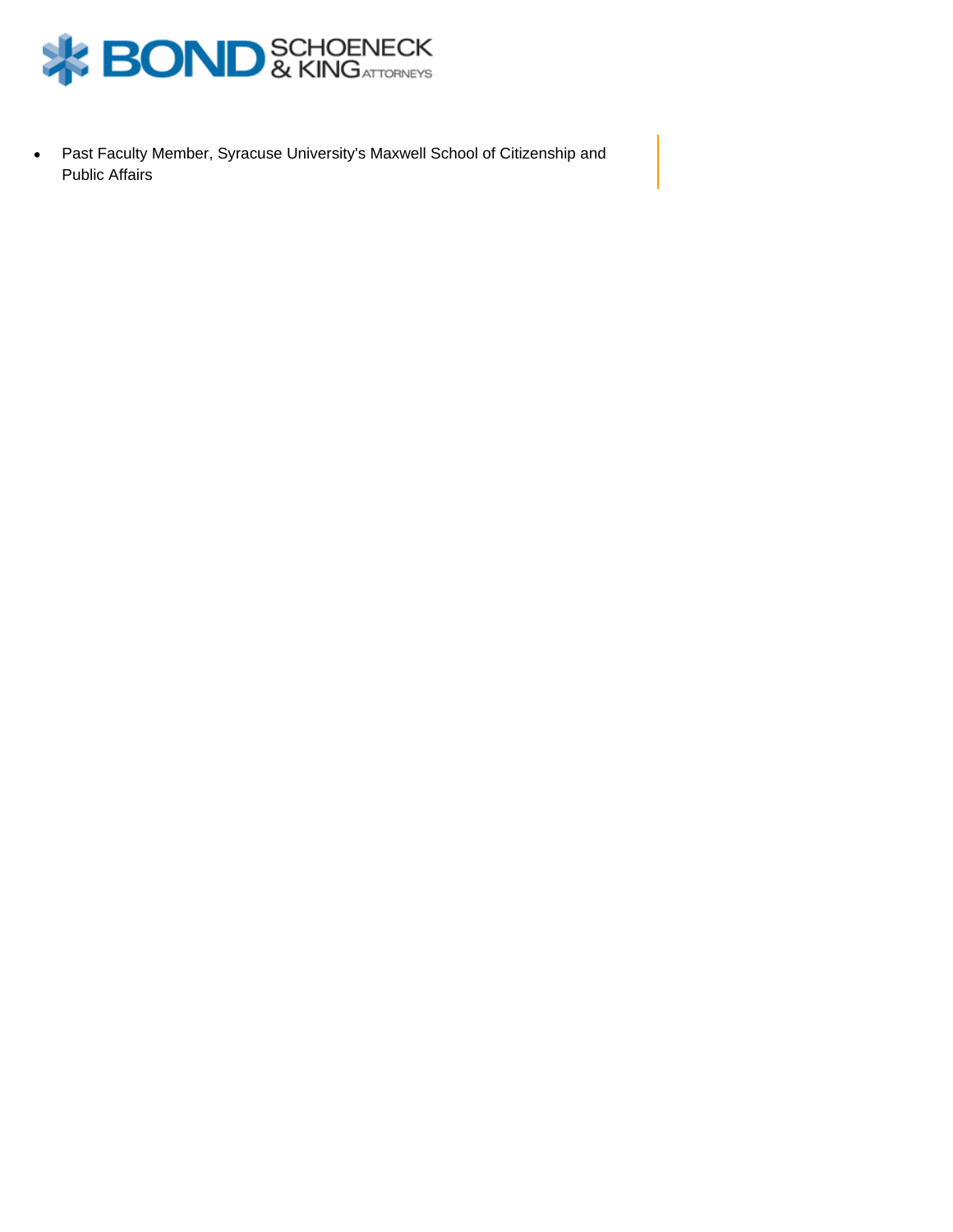- Past Faculty Member, Syracuse University's Maxwell School of Citizenship and Public Affairs